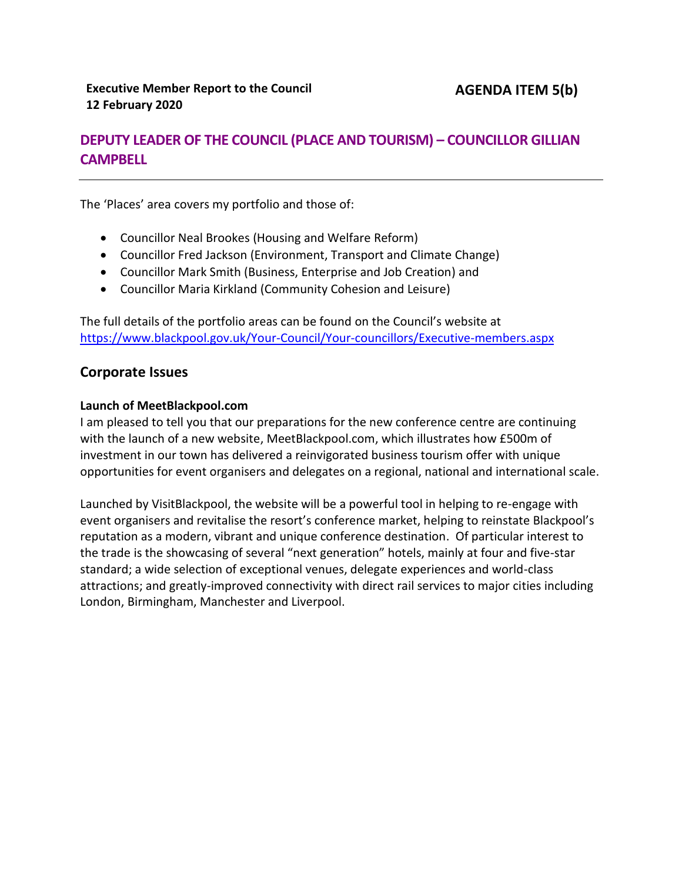**Executive Member Report to the Council**
**12 February 2020**

**AGENDA ITEM 5(b)**

## DEPUTY LEADER OF THE COUNCIL (PLACE AND TOURISM) – COUNCILLOR GILLIAN CAMPBELL

---

The 'Places' area covers my portfolio and those of:

- Councillor Neal Brookes (Housing and Welfare Reform)
- Councillor Fred Jackson (Environment, Transport and Climate Change)
- Councillor Mark Smith (Business, Enterprise and Job Creation) and
- Councillor Maria Kirkland (Community Cohesion and Leisure)

The full details of the portfolio areas can be found on the Council's website at https://www.blackpool.gov.uk/Your-Council/Your-councillors/Executive-members.aspx

## Corporate Issues

**Launch of MeetBlackpool.com**

I am pleased to tell you that our preparations for the new conference centre are continuing with the launch of a new website, MeetBlackpool.com, which illustrates how £500m of investment in our town has delivered a reinvigorated business tourism offer with unique opportunities for event organisers and delegates on a regional, national and international scale.

Launched by VisitBlackpool, the website will be a powerful tool in helping to re-engage with event organisers and revitalise the resort's conference market, helping to reinstate Blackpool's reputation as a modern, vibrant and unique conference destination. Of particular interest to the trade is the showcasing of several "next generation" hotels, mainly at four and five-star standard; a wide selection of exceptional venues, delegate experiences and world-class attractions; and greatly-improved connectivity with direct rail services to major cities including London, Birmingham, Manchester and Liverpool.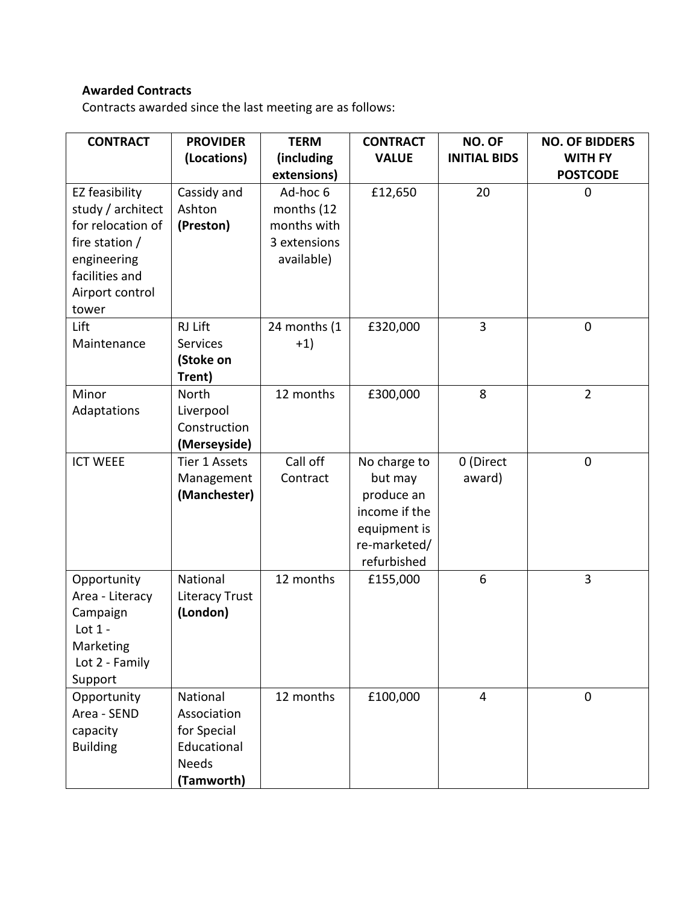**Awarded Contracts**

Contracts awarded since the last meeting are as follows:

| CONTRACT | PROVIDER (Locations) | TERM (including extensions) | CONTRACT VALUE | NO. OF INITIAL BIDS | NO. OF BIDDERS WITH FY POSTCODE |
|---|---|---|---|---|---|
| EZ feasibility study / architect for relocation of fire station / engineering facilities and Airport control tower | Cassidy and Ashton **(Preston)** | Ad-hoc 6 months (12 months with 3 extensions available) | £12,650 | 20 | 0 |
| Lift Maintenance | RJ Lift Services **(Stoke on Trent)** | 24 months (1 +1) | £320,000 | 3 | 0 |
| Minor Adaptations | North Liverpool Construction **(Merseyside)** | 12 months | £300,000 | 8 | 2 |
| ICT WEEE | Tier 1 Assets Management **(Manchester)** | Call off Contract | No charge to but may produce an income if the equipment is re-marketed/ refurbished | 0 (Direct award) | 0 |
| Opportunity Area - Literacy Campaign Lot 1 - Marketing Lot 2 - Family Support | National Literacy Trust **(London)** | 12 months | £155,000 | 6 | 3 |
| Opportunity Area - SEND capacity Building | National Association for Special Educational Needs **(Tamworth)** | 12 months | £100,000 | 4 | 0 |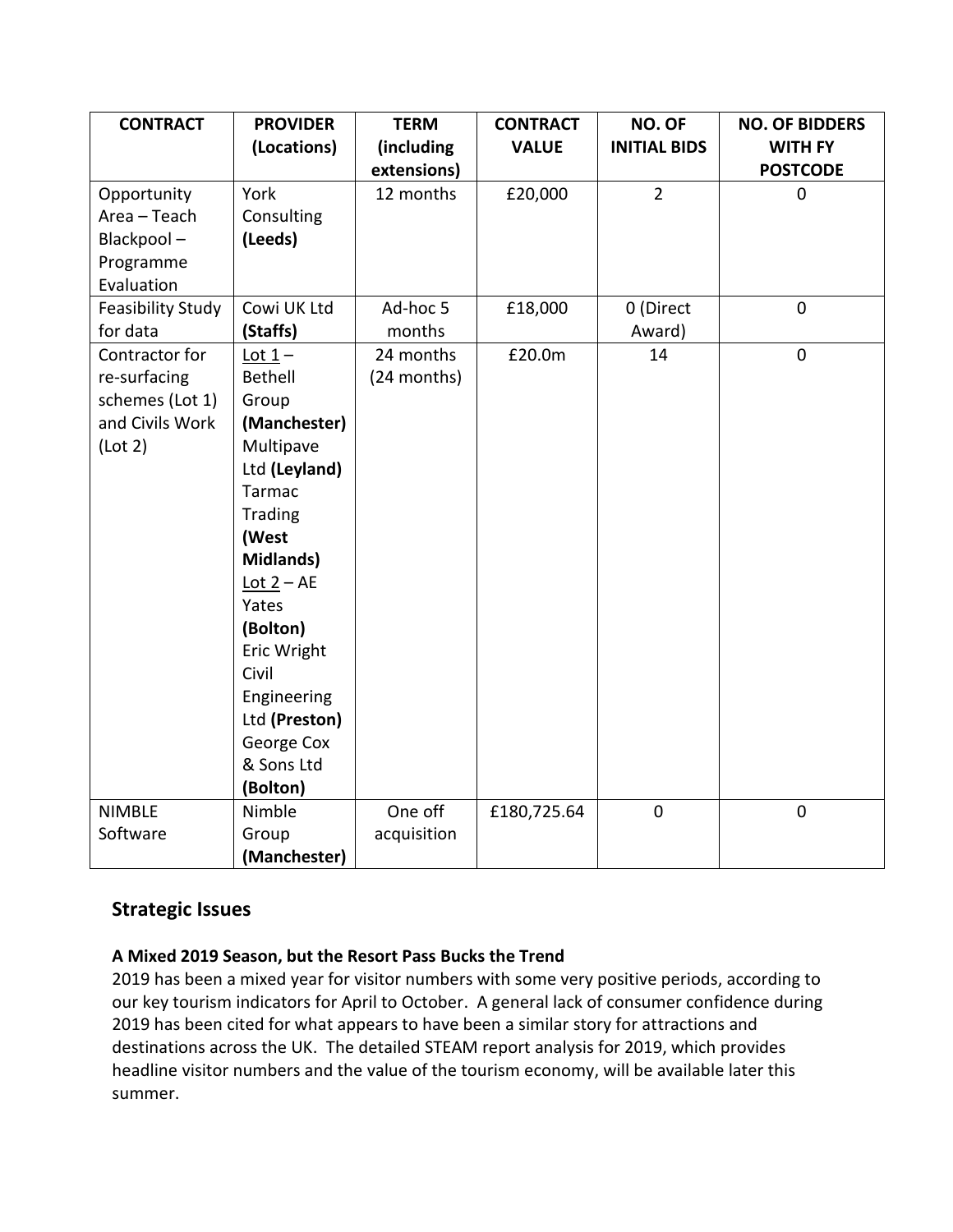| CONTRACT | PROVIDER (Locations) | TERM (including extensions) | CONTRACT VALUE | NO. OF INITIAL BIDS | NO. OF BIDDERS WITH FY POSTCODE |
|---|---|---|---|---|---|
| Opportunity Area – Teach Blackpool – Programme Evaluation | York Consulting **(Leeds)** | 12 months | £20,000 | 2 | 0 |
| Feasibility Study for data | Cowi UK Ltd **(Staffs)** | Ad-hoc 5 months | £18,000 | 0 (Direct Award) | 0 |
| Contractor for re-surfacing schemes (Lot 1) and Civils Work (Lot 2) | <u>Lot 1</u> – Bethell Group **(Manchester)** Multipave Ltd **(Leyland)** Tarmac Trading **(West Midlands)** <u>Lot 2</u> – AE Yates **(Bolton)** Eric Wright Civil Engineering Ltd **(Preston)** George Cox & Sons Ltd **(Bolton)** | 24 months (24 months) | £20.0m | 14 | 0 |
| NIMBLE Software | Nimble Group **(Manchester)** | One off acquisition | £180,725.64 | 0 | 0 |

## Strategic Issues

### A Mixed 2019 Season, but the Resort Pass Bucks the Trend

2019 has been a mixed year for visitor numbers with some very positive periods, according to our key tourism indicators for April to October. A general lack of consumer confidence during 2019 has been cited for what appears to have been a similar story for attractions and destinations across the UK. The detailed STEAM report analysis for 2019, which provides headline visitor numbers and the value of the tourism economy, will be available later this summer.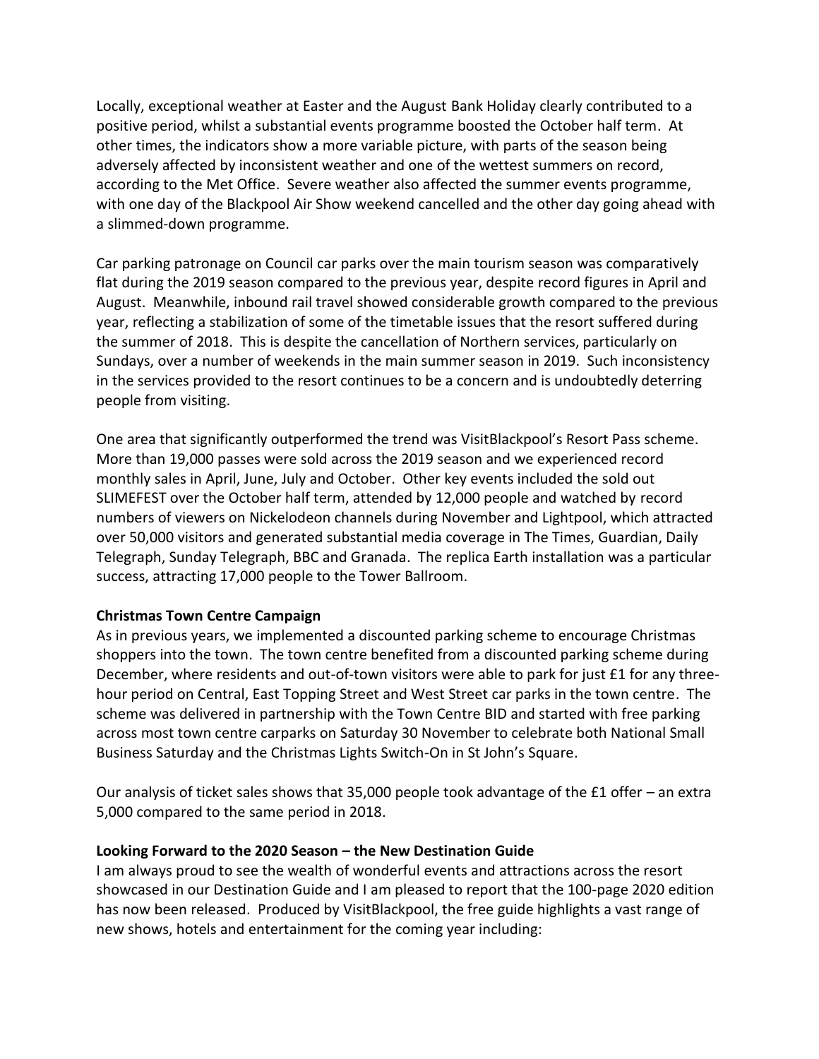Locally, exceptional weather at Easter and the August Bank Holiday clearly contributed to a positive period, whilst a substantial events programme boosted the October half term. At other times, the indicators show a more variable picture, with parts of the season being adversely affected by inconsistent weather and one of the wettest summers on record, according to the Met Office. Severe weather also affected the summer events programme, with one day of the Blackpool Air Show weekend cancelled and the other day going ahead with a slimmed-down programme.

Car parking patronage on Council car parks over the main tourism season was comparatively flat during the 2019 season compared to the previous year, despite record figures in April and August. Meanwhile, inbound rail travel showed considerable growth compared to the previous year, reflecting a stabilization of some of the timetable issues that the resort suffered during the summer of 2018. This is despite the cancellation of Northern services, particularly on Sundays, over a number of weekends in the main summer season in 2019. Such inconsistency in the services provided to the resort continues to be a concern and is undoubtedly deterring people from visiting.

One area that significantly outperformed the trend was VisitBlackpool's Resort Pass scheme. More than 19,000 passes were sold across the 2019 season and we experienced record monthly sales in April, June, July and October. Other key events included the sold out SLIMEFEST over the October half term, attended by 12,000 people and watched by record numbers of viewers on Nickelodeon channels during November and Lightpool, which attracted over 50,000 visitors and generated substantial media coverage in The Times, Guardian, Daily Telegraph, Sunday Telegraph, BBC and Granada. The replica Earth installation was a particular success, attracting 17,000 people to the Tower Ballroom.

**Christmas Town Centre Campaign**

As in previous years, we implemented a discounted parking scheme to encourage Christmas shoppers into the town. The town centre benefited from a discounted parking scheme during December, where residents and out-of-town visitors were able to park for just £1 for any three-hour period on Central, East Topping Street and West Street car parks in the town centre. The scheme was delivered in partnership with the Town Centre BID and started with free parking across most town centre carparks on Saturday 30 November to celebrate both National Small Business Saturday and the Christmas Lights Switch-On in St John's Square.

Our analysis of ticket sales shows that 35,000 people took advantage of the £1 offer – an extra 5,000 compared to the same period in 2018.

**Looking Forward to the 2020 Season – the New Destination Guide**

I am always proud to see the wealth of wonderful events and attractions across the resort showcased in our Destination Guide and I am pleased to report that the 100-page 2020 edition has now been released. Produced by VisitBlackpool, the free guide highlights a vast range of new shows, hotels and entertainment for the coming year including: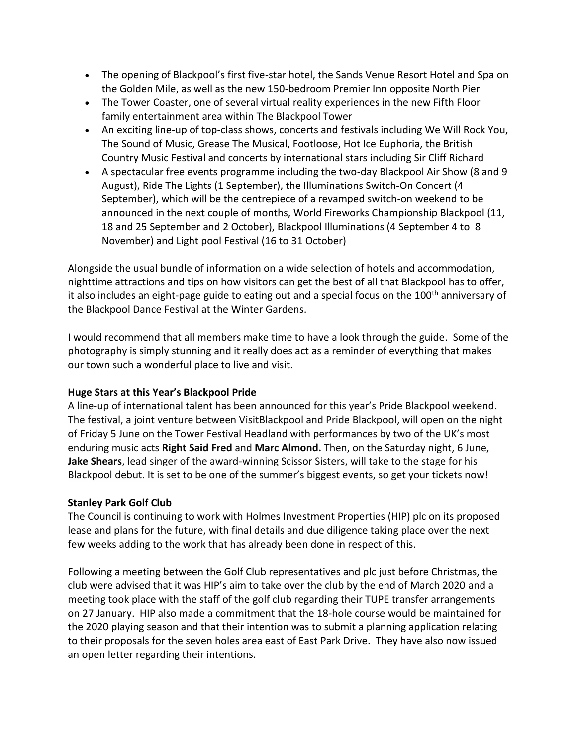- The opening of Blackpool's first five-star hotel, the Sands Venue Resort Hotel and Spa on the Golden Mile, as well as the new 150-bedroom Premier Inn opposite North Pier
- The Tower Coaster, one of several virtual reality experiences in the new Fifth Floor family entertainment area within The Blackpool Tower
- An exciting line-up of top-class shows, concerts and festivals including We Will Rock You, The Sound of Music, Grease The Musical, Footloose, Hot Ice Euphoria, the British Country Music Festival and concerts by international stars including Sir Cliff Richard
- A spectacular free events programme including the two-day Blackpool Air Show (8 and 9 August), Ride The Lights (1 September), the Illuminations Switch-On Concert (4 September), which will be the centrepiece of a revamped switch-on weekend to be announced in the next couple of months, World Fireworks Championship Blackpool (11, 18 and 25 September and 2 October), Blackpool Illuminations (4 September 4 to 8 November) and Light pool Festival (16 to 31 October)

Alongside the usual bundle of information on a wide selection of hotels and accommodation, nighttime attractions and tips on how visitors can get the best of all that Blackpool has to offer, it also includes an eight-page guide to eating out and a special focus on the 100th anniversary of the Blackpool Dance Festival at the Winter Gardens.

I would recommend that all members make time to have a look through the guide. Some of the photography is simply stunning and it really does act as a reminder of everything that makes our town such a wonderful place to live and visit.

**Huge Stars at this Year's Blackpool Pride**

A line-up of international talent has been announced for this year's Pride Blackpool weekend. The festival, a joint venture between VisitBlackpool and Pride Blackpool, will open on the night of Friday 5 June on the Tower Festival Headland with performances by two of the UK's most enduring music acts **Right Said Fred** and **Marc Almond.** Then, on the Saturday night, 6 June, **Jake Shears**, lead singer of the award-winning Scissor Sisters, will take to the stage for his Blackpool debut. It is set to be one of the summer's biggest events, so get your tickets now!

**Stanley Park Golf Club**

The Council is continuing to work with Holmes Investment Properties (HIP) plc on its proposed lease and plans for the future, with final details and due diligence taking place over the next few weeks adding to the work that has already been done in respect of this.

Following a meeting between the Golf Club representatives and plc just before Christmas, the club were advised that it was HIP's aim to take over the club by the end of March 2020 and a meeting took place with the staff of the golf club regarding their TUPE transfer arrangements on 27 January. HIP also made a commitment that the 18-hole course would be maintained for the 2020 playing season and that their intention was to submit a planning application relating to their proposals for the seven holes area east of East Park Drive. They have also now issued an open letter regarding their intentions.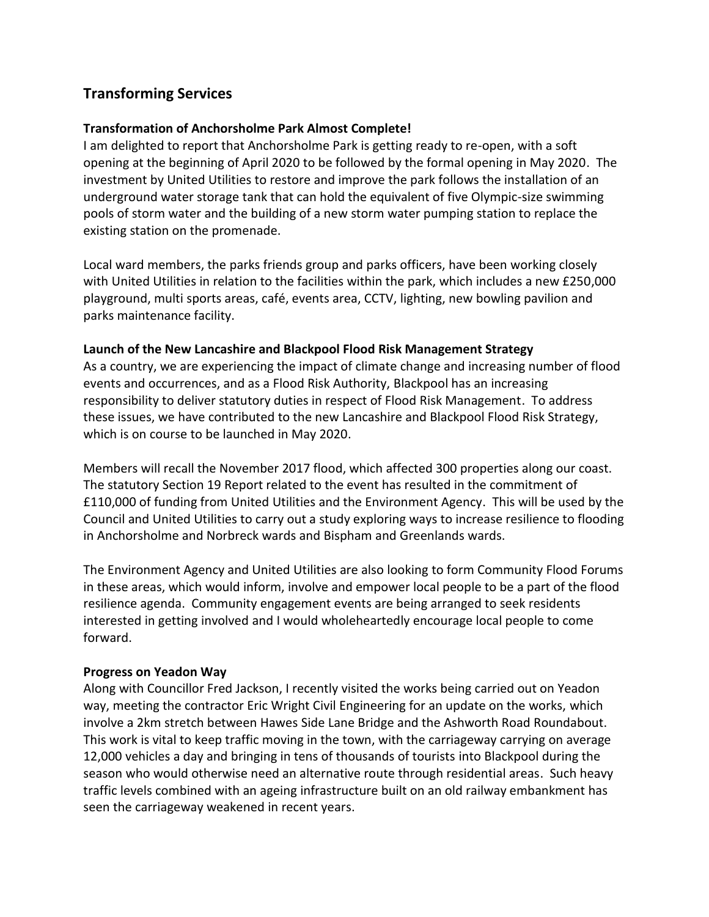## Transforming Services

### Transformation of Anchorsholme Park Almost Complete!

I am delighted to report that Anchorsholme Park is getting ready to re-open, with a soft opening at the beginning of April 2020 to be followed by the formal opening in May 2020. The investment by United Utilities to restore and improve the park follows the installation of an underground water storage tank that can hold the equivalent of five Olympic-size swimming pools of storm water and the building of a new storm water pumping station to replace the existing station on the promenade.

Local ward members, the parks friends group and parks officers, have been working closely with United Utilities in relation to the facilities within the park, which includes a new £250,000 playground, multi sports areas, café, events area, CCTV, lighting, new bowling pavilion and parks maintenance facility.

### Launch of the New Lancashire and Blackpool Flood Risk Management Strategy

As a country, we are experiencing the impact of climate change and increasing number of flood events and occurrences, and as a Flood Risk Authority, Blackpool has an increasing responsibility to deliver statutory duties in respect of Flood Risk Management. To address these issues, we have contributed to the new Lancashire and Blackpool Flood Risk Strategy, which is on course to be launched in May 2020.

Members will recall the November 2017 flood, which affected 300 properties along our coast. The statutory Section 19 Report related to the event has resulted in the commitment of £110,000 of funding from United Utilities and the Environment Agency. This will be used by the Council and United Utilities to carry out a study exploring ways to increase resilience to flooding in Anchorsholme and Norbreck wards and Bispham and Greenlands wards.

The Environment Agency and United Utilities are also looking to form Community Flood Forums in these areas, which would inform, involve and empower local people to be a part of the flood resilience agenda. Community engagement events are being arranged to seek residents interested in getting involved and I would wholeheartedly encourage local people to come forward.

### Progress on Yeadon Way

Along with Councillor Fred Jackson, I recently visited the works being carried out on Yeadon way, meeting the contractor Eric Wright Civil Engineering for an update on the works, which involve a 2km stretch between Hawes Side Lane Bridge and the Ashworth Road Roundabout. This work is vital to keep traffic moving in the town, with the carriageway carrying on average 12,000 vehicles a day and bringing in tens of thousands of tourists into Blackpool during the season who would otherwise need an alternative route through residential areas. Such heavy traffic levels combined with an ageing infrastructure built on an old railway embankment has seen the carriageway weakened in recent years.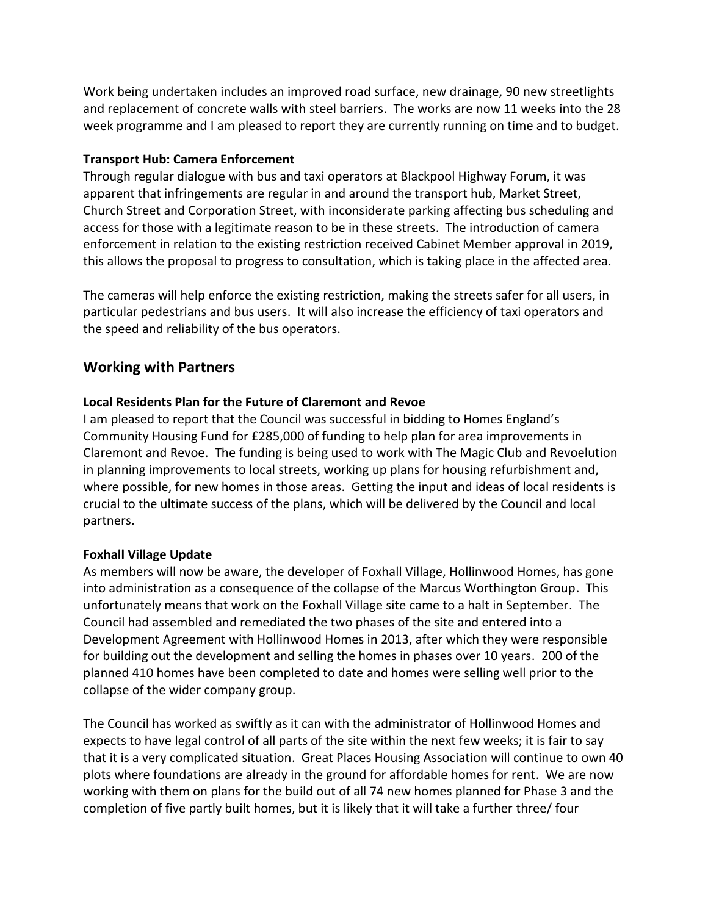Work being undertaken includes an improved road surface, new drainage, 90 new streetlights and replacement of concrete walls with steel barriers. The works are now 11 weeks into the 28 week programme and I am pleased to report they are currently running on time and to budget.

**Transport Hub: Camera Enforcement**

Through regular dialogue with bus and taxi operators at Blackpool Highway Forum, it was apparent that infringements are regular in and around the transport hub, Market Street, Church Street and Corporation Street, with inconsiderate parking affecting bus scheduling and access for those with a legitimate reason to be in these streets. The introduction of camera enforcement in relation to the existing restriction received Cabinet Member approval in 2019, this allows the proposal to progress to consultation, which is taking place in the affected area.

The cameras will help enforce the existing restriction, making the streets safer for all users, in particular pedestrians and bus users. It will also increase the efficiency of taxi operators and the speed and reliability of the bus operators.

## Working with Partners

**Local Residents Plan for the Future of Claremont and Revoe**

I am pleased to report that the Council was successful in bidding to Homes England's Community Housing Fund for £285,000 of funding to help plan for area improvements in Claremont and Revoe. The funding is being used to work with The Magic Club and Revoelution in planning improvements to local streets, working up plans for housing refurbishment and, where possible, for new homes in those areas. Getting the input and ideas of local residents is crucial to the ultimate success of the plans, which will be delivered by the Council and local partners.

**Foxhall Village Update**

As members will now be aware, the developer of Foxhall Village, Hollinwood Homes, has gone into administration as a consequence of the collapse of the Marcus Worthington Group. This unfortunately means that work on the Foxhall Village site came to a halt in September. The Council had assembled and remediated the two phases of the site and entered into a Development Agreement with Hollinwood Homes in 2013, after which they were responsible for building out the development and selling the homes in phases over 10 years. 200 of the planned 410 homes have been completed to date and homes were selling well prior to the collapse of the wider company group.

The Council has worked as swiftly as it can with the administrator of Hollinwood Homes and expects to have legal control of all parts of the site within the next few weeks; it is fair to say that it is a very complicated situation. Great Places Housing Association will continue to own 40 plots where foundations are already in the ground for affordable homes for rent. We are now working with them on plans for the build out of all 74 new homes planned for Phase 3 and the completion of five partly built homes, but it is likely that it will take a further three/ four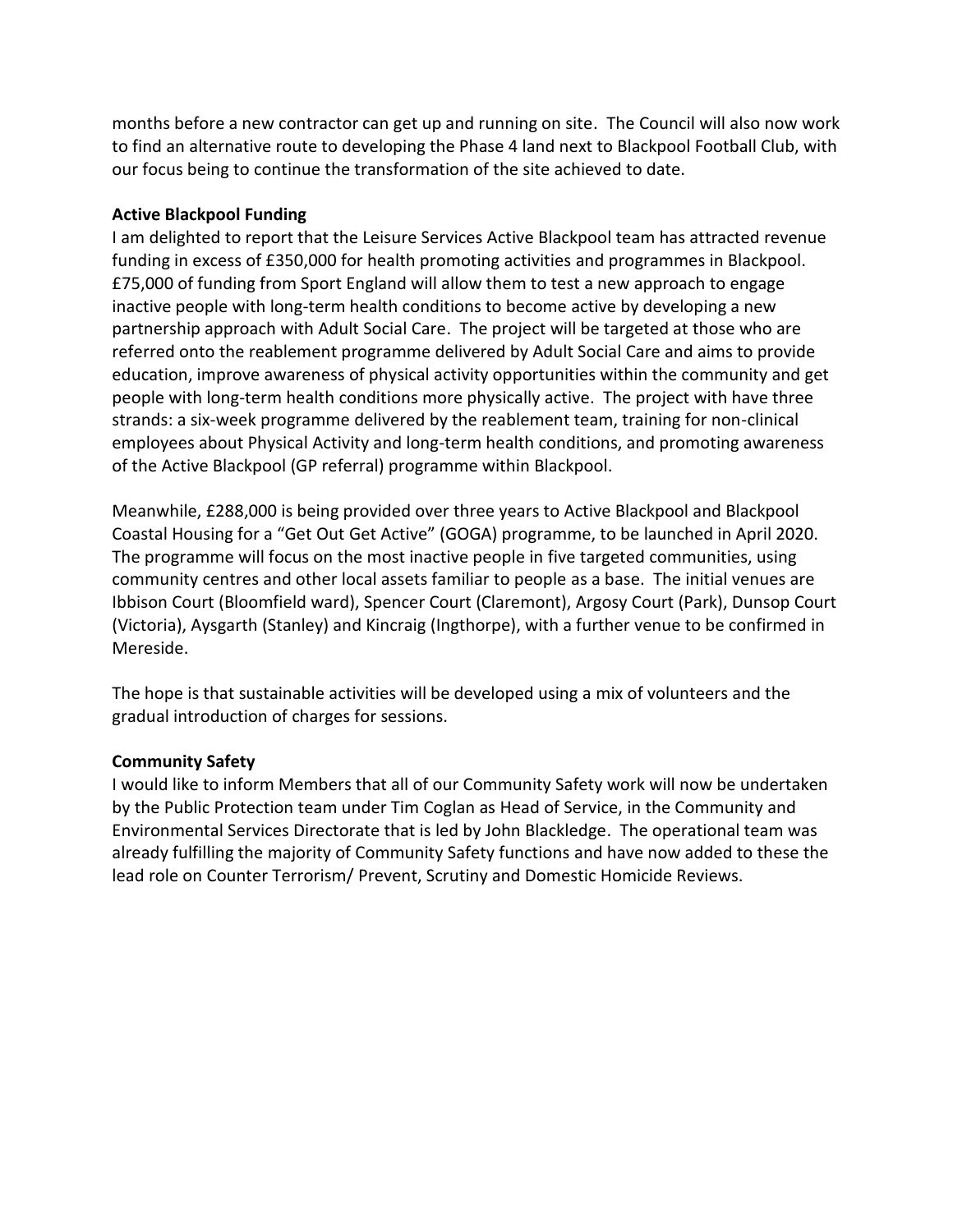months before a new contractor can get up and running on site. The Council will also now work to find an alternative route to developing the Phase 4 land next to Blackpool Football Club, with our focus being to continue the transformation of the site achieved to date.

**Active Blackpool Funding**

I am delighted to report that the Leisure Services Active Blackpool team has attracted revenue funding in excess of £350,000 for health promoting activities and programmes in Blackpool. £75,000 of funding from Sport England will allow them to test a new approach to engage inactive people with long-term health conditions to become active by developing a new partnership approach with Adult Social Care. The project will be targeted at those who are referred onto the reablement programme delivered by Adult Social Care and aims to provide education, improve awareness of physical activity opportunities within the community and get people with long-term health conditions more physically active. The project with have three strands: a six-week programme delivered by the reablement team, training for non-clinical employees about Physical Activity and long-term health conditions, and promoting awareness of the Active Blackpool (GP referral) programme within Blackpool.

Meanwhile, £288,000 is being provided over three years to Active Blackpool and Blackpool Coastal Housing for a "Get Out Get Active" (GOGA) programme, to be launched in April 2020. The programme will focus on the most inactive people in five targeted communities, using community centres and other local assets familiar to people as a base. The initial venues are Ibbison Court (Bloomfield ward), Spencer Court (Claremont), Argosy Court (Park), Dunsop Court (Victoria), Aysgarth (Stanley) and Kincraig (Ingthorpe), with a further venue to be confirmed in Mereside.

The hope is that sustainable activities will be developed using a mix of volunteers and the gradual introduction of charges for sessions.

**Community Safety**

I would like to inform Members that all of our Community Safety work will now be undertaken by the Public Protection team under Tim Coglan as Head of Service, in the Community and Environmental Services Directorate that is led by John Blackledge. The operational team was already fulfilling the majority of Community Safety functions and have now added to these the lead role on Counter Terrorism/ Prevent, Scrutiny and Domestic Homicide Reviews.